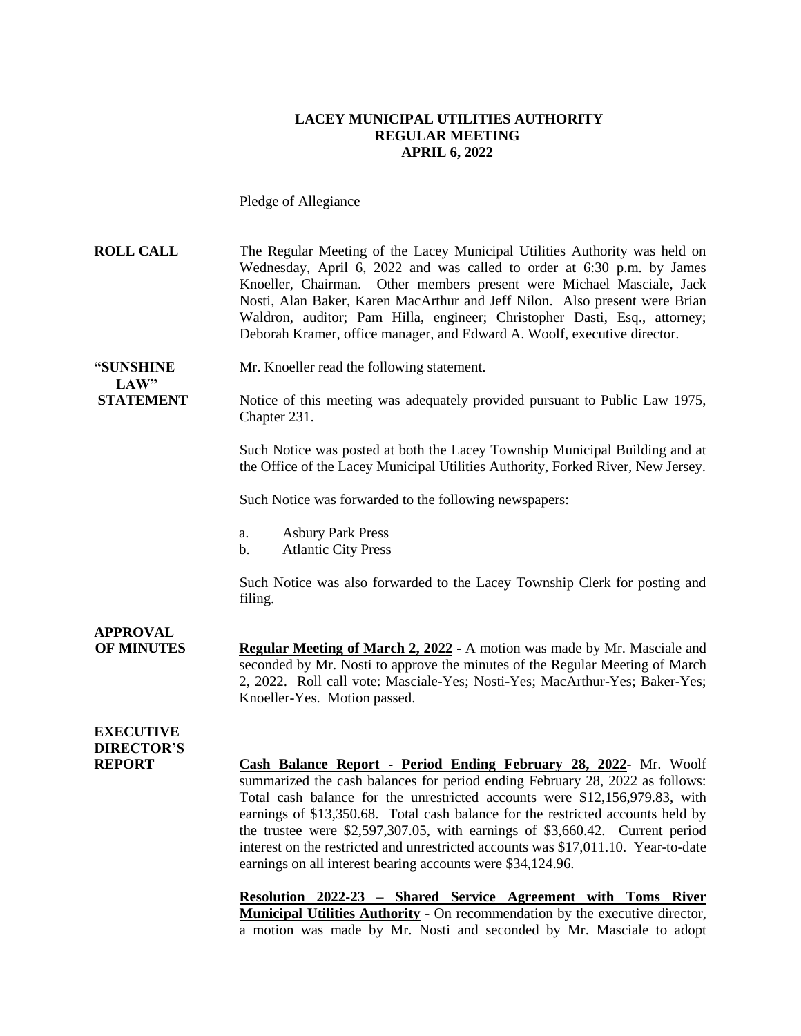# LACEY MUNICIPAL UTILITIES AUTHORITY
## REGULAR MEETING
## APRIL 6, 2022

Pledge of Allegiance

**ROLL CALL**

The Regular Meeting of the Lacey Municipal Utilities Authority was held on Wednesday, April 6, 2022 and was called to order at 6:30 p.m. by James Knoeller, Chairman. Other members present were Michael Masciale, Jack Nosti, Alan Baker, Karen MacArthur and Jeff Nilon. Also present were Brian Waldron, auditor; Pam Hilla, engineer; Christopher Dasti, Esq., attorney; Deborah Kramer, office manager, and Edward A. Woolf, executive director.

**"SUNSHINE LAW" STATEMENT**

Mr. Knoeller read the following statement.

Notice of this meeting was adequately provided pursuant to Public Law 1975, Chapter 231.

Such Notice was posted at both the Lacey Township Municipal Building and at the Office of the Lacey Municipal Utilities Authority, Forked River, New Jersey.

Such Notice was forwarded to the following newspapers:

a. Asbury Park Press
b. Atlantic City Press

Such Notice was also forwarded to the Lacey Township Clerk for posting and filing.

**APPROVAL OF MINUTES**

**Regular Meeting of March 2, 2022 -** A motion was made by Mr. Masciale and seconded by Mr. Nosti to approve the minutes of the Regular Meeting of March 2, 2022. Roll call vote: Masciale-Yes; Nosti-Yes; MacArthur-Yes; Baker-Yes; Knoeller-Yes. Motion passed.

**EXECUTIVE DIRECTOR'S REPORT**

**Cash Balance Report - Period Ending February 28, 2022**- Mr. Woolf summarized the cash balances for period ending February 28, 2022 as follows: Total cash balance for the unrestricted accounts were $12,156,979.83, with earnings of $13,350.68. Total cash balance for the restricted accounts held by the trustee were $2,597,307.05, with earnings of $3,660.42. Current period interest on the restricted and unrestricted accounts was $17,011.10. Year-to-date earnings on all interest bearing accounts were $34,124.96.

**Resolution 2022-23 – Shared Service Agreement with Toms River Municipal Utilities Authority** - On recommendation by the executive director, a motion was made by Mr. Nosti and seconded by Mr. Masciale to adopt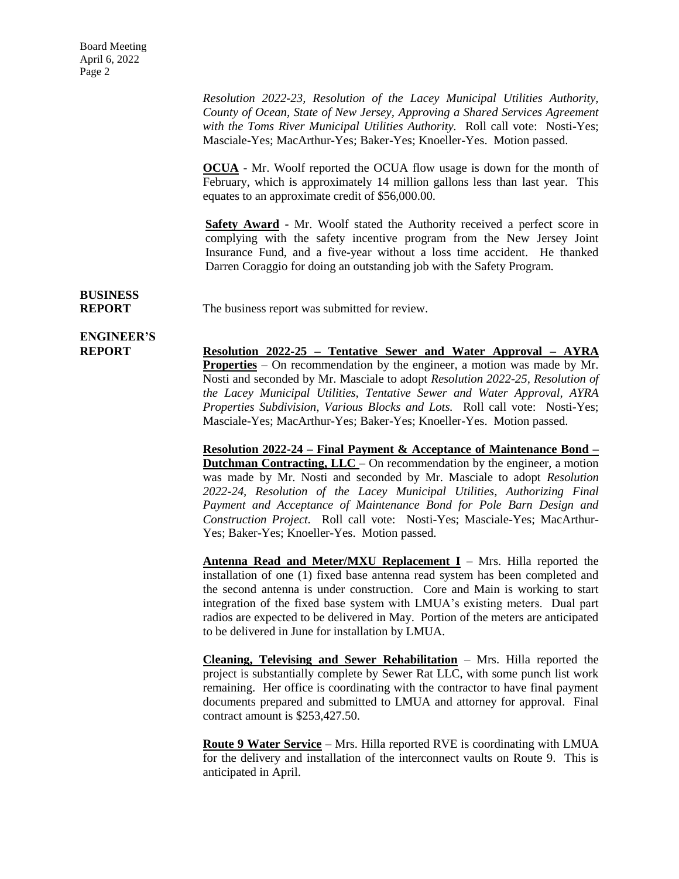*Resolution 2022-23, Resolution of the Lacey Municipal Utilities Authority, County of Ocean, State of New Jersey, Approving a Shared Services Agreement with the Toms River Municipal Utilities Authority.* Roll call vote: Nosti-Yes; Masciale-Yes; MacArthur-Yes; Baker-Yes; Knoeller-Yes. Motion passed.

**OCUA** - Mr. Woolf reported the OCUA flow usage is down for the month of February, which is approximately 14 million gallons less than last year. This equates to an approximate credit of $56,000.00.

**Safety Award** - Mr. Woolf stated the Authority received a perfect score in complying with the safety incentive program from the New Jersey Joint Insurance Fund, and a five-year without a loss time accident. He thanked Darren Coraggio for doing an outstanding job with the Safety Program.

**BUSINESS REPORT**

The business report was submitted for review.

**ENGINEER'S REPORT**

**Resolution 2022-25 – Tentative Sewer and Water Approval – AYRA Properties** – On recommendation by the engineer, a motion was made by Mr. Nosti and seconded by Mr. Masciale to adopt *Resolution 2022-25, Resolution of the Lacey Municipal Utilities, Tentative Sewer and Water Approval, AYRA Properties Subdivision, Various Blocks and Lots.* Roll call vote: Nosti-Yes; Masciale-Yes; MacArthur-Yes; Baker-Yes; Knoeller-Yes. Motion passed.

**Resolution 2022-24 – Final Payment & Acceptance of Maintenance Bond – Dutchman Contracting, LLC** – On recommendation by the engineer, a motion was made by Mr. Nosti and seconded by Mr. Masciale to adopt *Resolution 2022-24, Resolution of the Lacey Municipal Utilities, Authorizing Final Payment and Acceptance of Maintenance Bond for Pole Barn Design and Construction Project.* Roll call vote: Nosti-Yes; Masciale-Yes; MacArthur-Yes; Baker-Yes; Knoeller-Yes. Motion passed.

**Antenna Read and Meter/MXU Replacement I** – Mrs. Hilla reported the installation of one (1) fixed base antenna read system has been completed and the second antenna is under construction. Core and Main is working to start integration of the fixed base system with LMUA's existing meters. Dual part radios are expected to be delivered in May. Portion of the meters are anticipated to be delivered in June for installation by LMUA.

**Cleaning, Televising and Sewer Rehabilitation** – Mrs. Hilla reported the project is substantially complete by Sewer Rat LLC, with some punch list work remaining. Her office is coordinating with the contractor to have final payment documents prepared and submitted to LMUA and attorney for approval. Final contract amount is $253,427.50.

**Route 9 Water Service** – Mrs. Hilla reported RVE is coordinating with LMUA for the delivery and installation of the interconnect vaults on Route 9. This is anticipated in April.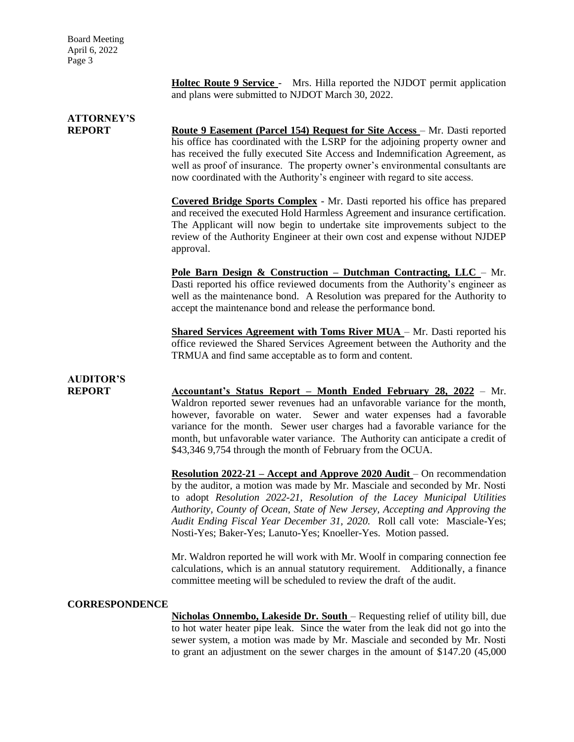**Holtec Route 9 Service** - Mrs. Hilla reported the NJDOT permit application and plans were submitted to NJDOT March 30, 2022.

## ATTORNEY'S REPORT

**Route 9 Easement (Parcel 154) Request for Site Access** – Mr. Dasti reported his office has coordinated with the LSRP for the adjoining property owner and has received the fully executed Site Access and Indemnification Agreement, as well as proof of insurance. The property owner's environmental consultants are now coordinated with the Authority's engineer with regard to site access.

**Covered Bridge Sports Complex** - Mr. Dasti reported his office has prepared and received the executed Hold Harmless Agreement and insurance certification. The Applicant will now begin to undertake site improvements subject to the review of the Authority Engineer at their own cost and expense without NJDEP approval.

**Pole Barn Design & Construction – Dutchman Contracting, LLC** – Mr. Dasti reported his office reviewed documents from the Authority's engineer as well as the maintenance bond. A Resolution was prepared for the Authority to accept the maintenance bond and release the performance bond.

**Shared Services Agreement with Toms River MUA** – Mr. Dasti reported his office reviewed the Shared Services Agreement between the Authority and the TRMUA and find same acceptable as to form and content.

## AUDITOR'S REPORT

**Accountant's Status Report – Month Ended February 28, 2022** – Mr. Waldron reported sewer revenues had an unfavorable variance for the month, however, favorable on water. Sewer and water expenses had a favorable variance for the month. Sewer user charges had a favorable variance for the month, but unfavorable water variance. The Authority can anticipate a credit of $43,346 9,754 through the month of February from the OCUA.

**Resolution 2022-21 – Accept and Approve 2020 Audit** – On recommendation by the auditor, a motion was made by Mr. Masciale and seconded by Mr. Nosti to adopt *Resolution 2022-21, Resolution of the Lacey Municipal Utilities Authority, County of Ocean, State of New Jersey, Accepting and Approving the Audit Ending Fiscal Year December 31, 2020.* Roll call vote: Masciale-Yes; Nosti-Yes; Baker-Yes; Lanuto-Yes; Knoeller-Yes. Motion passed.

Mr. Waldron reported he will work with Mr. Woolf in comparing connection fee calculations, which is an annual statutory requirement. Additionally, a finance committee meeting will be scheduled to review the draft of the audit.

## CORRESPONDENCE

**Nicholas Onnembo, Lakeside Dr. South** – Requesting relief of utility bill, due to hot water heater pipe leak. Since the water from the leak did not go into the sewer system, a motion was made by Mr. Masciale and seconded by Mr. Nosti to grant an adjustment on the sewer charges in the amount of $147.20 (45,000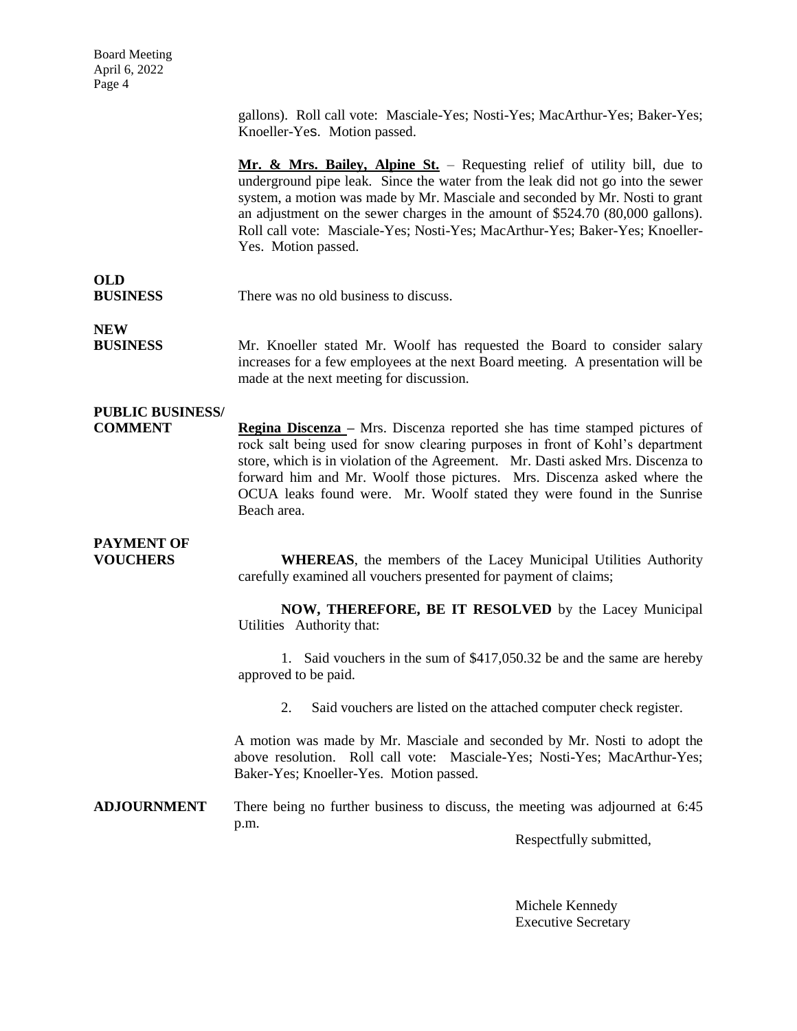gallons). Roll call vote: Masciale-Yes; Nosti-Yes; MacArthur-Yes; Baker-Yes; Knoeller-Yes. Motion passed.

**Mr. & Mrs. Bailey, Alpine St.** – Requesting relief of utility bill, due to underground pipe leak. Since the water from the leak did not go into the sewer system, a motion was made by Mr. Masciale and seconded by Mr. Nosti to grant an adjustment on the sewer charges in the amount of $524.70 (80,000 gallons). Roll call vote: Masciale-Yes; Nosti-Yes; MacArthur-Yes; Baker-Yes; Knoeller-Yes. Motion passed.

**OLD BUSINESS**

There was no old business to discuss.

**NEW BUSINESS**

Mr. Knoeller stated Mr. Woolf has requested the Board to consider salary increases for a few employees at the next Board meeting. A presentation will be made at the next meeting for discussion.

**PUBLIC BUSINESS/ COMMENT**

**Regina Discenza** – Mrs. Discenza reported she has time stamped pictures of rock salt being used for snow clearing purposes in front of Kohl's department store, which is in violation of the Agreement. Mr. Dasti asked Mrs. Discenza to forward him and Mr. Woolf those pictures. Mrs. Discenza asked where the OCUA leaks found were. Mr. Woolf stated they were found in the Sunrise Beach area.

**PAYMENT OF VOUCHERS**

**WHEREAS**, the members of the Lacey Municipal Utilities Authority carefully examined all vouchers presented for payment of claims;

**NOW, THEREFORE, BE IT RESOLVED** by the Lacey Municipal Utilities Authority that:

1. Said vouchers in the sum of $417,050.32 be and the same are hereby approved to be paid.
2. Said vouchers are listed on the attached computer check register.

A motion was made by Mr. Masciale and seconded by Mr. Nosti to adopt the above resolution. Roll call vote: Masciale-Yes; Nosti-Yes; MacArthur-Yes; Baker-Yes; Knoeller-Yes. Motion passed.

**ADJOURNMENT**

There being no further business to discuss, the meeting was adjourned at 6:45 p.m.

Respectfully submitted,

Michele Kennedy
Executive Secretary